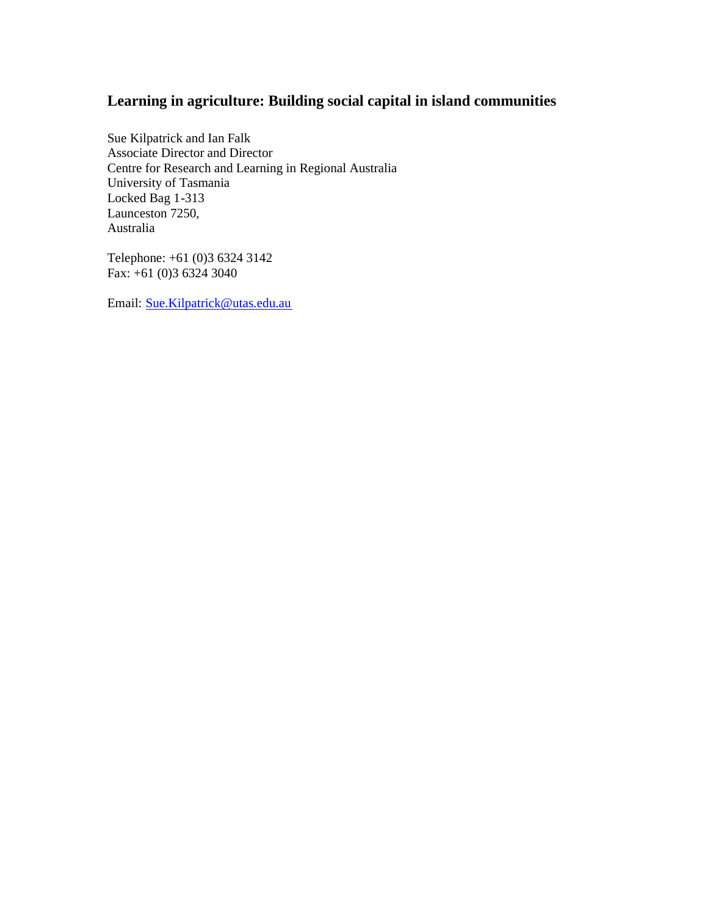# Learning in agriculture: Building social capital in island communities

Sue Kilpatrick and Ian Falk
Associate Director and Director
Centre for Research and Learning in Regional Australia
University of Tasmania
Locked Bag 1-313
Launceston 7250,
Australia

Telephone: +61 (0)3 6324 3142
Fax: +61 (0)3 6324 3040

Email: Sue.Kilpatrick@utas.edu.au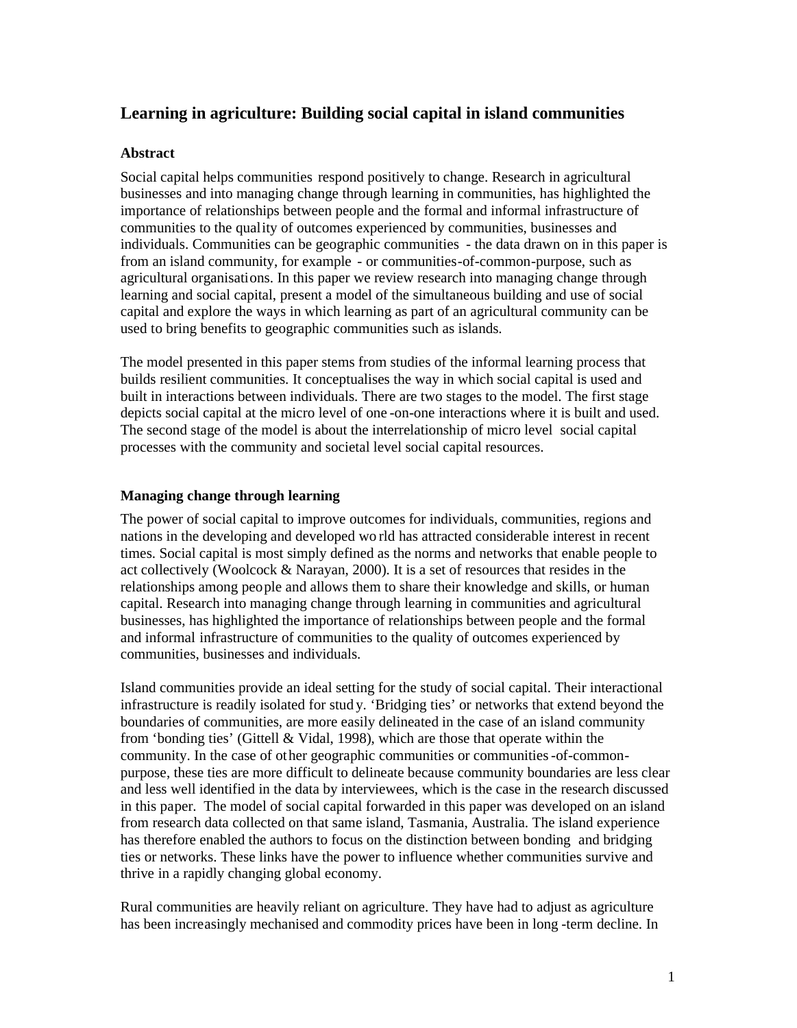# Learning in agriculture: Building social capital in island communities

## Abstract

Social capital helps communities respond positively to change. Research in agricultural businesses and into managing change through learning in communities, has highlighted the importance of relationships between people and the formal and informal infrastructure of communities to the quality of outcomes experienced by communities, businesses and individuals. Communities can be geographic communities - the data drawn on in this paper is from an island community, for example - or communities-of-common-purpose, such as agricultural organisations. In this paper we review research into managing change through learning and social capital, present a model of the simultaneous building and use of social capital and explore the ways in which learning as part of an agricultural community can be used to bring benefits to geographic communities such as islands.

The model presented in this paper stems from studies of the informal learning process that builds resilient communities. It conceptualises the way in which social capital is used and built in interactions between individuals. There are two stages to the model. The first stage depicts social capital at the micro level of one-on-one interactions where it is built and used. The second stage of the model is about the interrelationship of micro level social capital processes with the community and societal level social capital resources.

## Managing change through learning

The power of social capital to improve outcomes for individuals, communities, regions and nations in the developing and developed world has attracted considerable interest in recent times. Social capital is most simply defined as the norms and networks that enable people to act collectively (Woolcock & Narayan, 2000). It is a set of resources that resides in the relationships among people and allows them to share their knowledge and skills, or human capital. Research into managing change through learning in communities and agricultural businesses, has highlighted the importance of relationships between people and the formal and informal infrastructure of communities to the quality of outcomes experienced by communities, businesses and individuals.

Island communities provide an ideal setting for the study of social capital. Their interactional infrastructure is readily isolated for study. 'Bridging ties' or networks that extend beyond the boundaries of communities, are more easily delineated in the case of an island community from 'bonding ties' (Gittell & Vidal, 1998), which are those that operate within the community. In the case of other geographic communities or communities-of-common-purpose, these ties are more difficult to delineate because community boundaries are less clear and less well identified in the data by interviewees, which is the case in the research discussed in this paper. The model of social capital forwarded in this paper was developed on an island from research data collected on that same island, Tasmania, Australia. The island experience has therefore enabled the authors to focus on the distinction between bonding and bridging ties or networks. These links have the power to influence whether communities survive and thrive in a rapidly changing global economy.

Rural communities are heavily reliant on agriculture. They have had to adjust as agriculture has been increasingly mechanised and commodity prices have been in long-term decline. In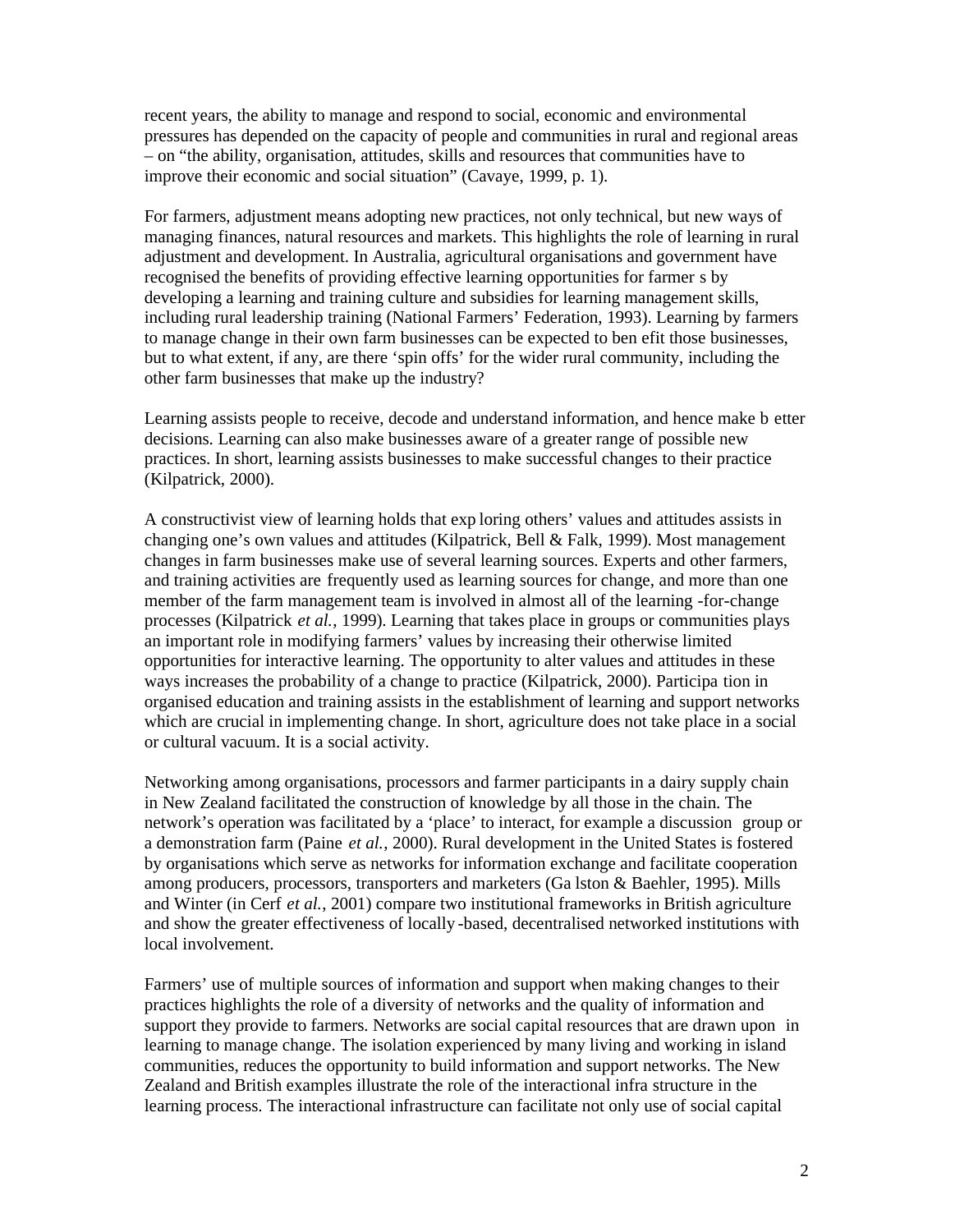recent years, the ability to manage and respond to social, economic and environmental pressures has depended on the capacity of people and communities in rural and regional areas – on "the ability, organisation, attitudes, skills and resources that communities have to improve their economic and social situation" (Cavaye, 1999, p. 1).

For farmers, adjustment means adopting new practices, not only technical, but new ways of managing finances, natural resources and markets. This highlights the role of learning in rural adjustment and development. In Australia, agricultural organisations and government have recognised the benefits of providing effective learning opportunities for farmers by developing a learning and training culture and subsidies for learning management skills, including rural leadership training (National Farmers' Federation, 1993). Learning by farmers to manage change in their own farm businesses can be expected to benefit those businesses, but to what extent, if any, are there 'spin offs' for the wider rural community, including the other farm businesses that make up the industry?

Learning assists people to receive, decode and understand information, and hence make better decisions. Learning can also make businesses aware of a greater range of possible new practices. In short, learning assists businesses to make successful changes to their practice (Kilpatrick, 2000).

A constructivist view of learning holds that exploring others' values and attitudes assists in changing one's own values and attitudes (Kilpatrick, Bell & Falk, 1999). Most management changes in farm businesses make use of several learning sources. Experts and other farmers, and training activities are frequently used as learning sources for change, and more than one member of the farm management team is involved in almost all of the learning-for-change processes (Kilpatrick *et al.*, 1999). Learning that takes place in groups or communities plays an important role in modifying farmers' values by increasing their otherwise limited opportunities for interactive learning. The opportunity to alter values and attitudes in these ways increases the probability of a change to practice (Kilpatrick, 2000). Participation in organised education and training assists in the establishment of learning and support networks which are crucial in implementing change. In short, agriculture does not take place in a social or cultural vacuum. It is a social activity.

Networking among organisations, processors and farmer participants in a dairy supply chain in New Zealand facilitated the construction of knowledge by all those in the chain. The network's operation was facilitated by a 'place' to interact, for example a discussion group or a demonstration farm (Paine *et al.*, 2000). Rural development in the United States is fostered by organisations which serve as networks for information exchange and facilitate cooperation among producers, processors, transporters and marketers (Galston & Baehler, 1995). Mills and Winter (in Cerf *et al.*, 2001) compare two institutional frameworks in British agriculture and show the greater effectiveness of locally-based, decentralised networked institutions with local involvement.

Farmers' use of multiple sources of information and support when making changes to their practices highlights the role of a diversity of networks and the quality of information and support they provide to farmers. Networks are social capital resources that are drawn upon in learning to manage change. The isolation experienced by many living and working in island communities, reduces the opportunity to build information and support networks. The New Zealand and British examples illustrate the role of the interactional infrastructure in the learning process. The interactional infrastructure can facilitate not only use of social capital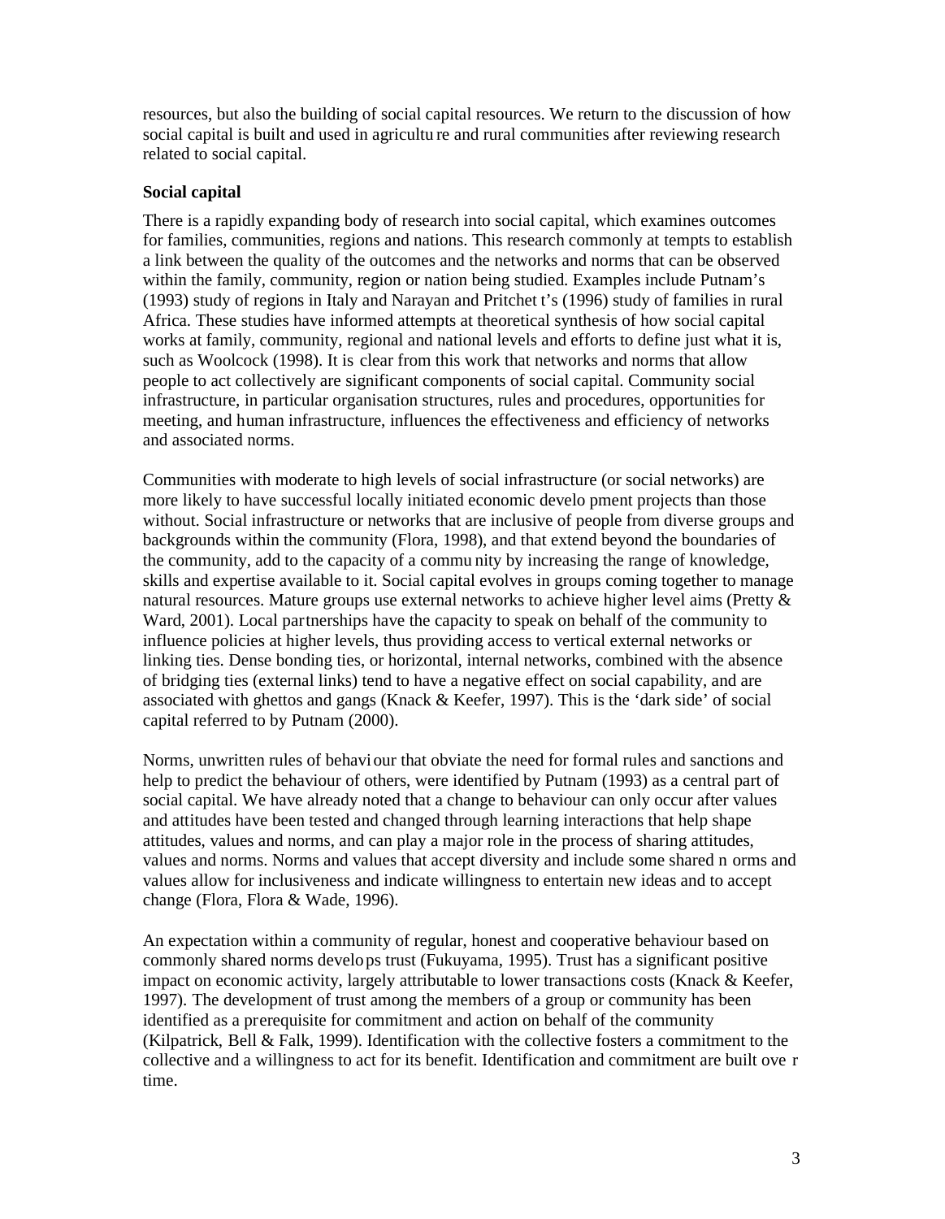resources, but also the building of social capital resources. We return to the discussion of how social capital is built and used in agriculture and rural communities after reviewing research related to social capital.

**Social capital**

There is a rapidly expanding body of research into social capital, which examines outcomes for families, communities, regions and nations. This research commonly attempts to establish a link between the quality of the outcomes and the networks and norms that can be observed within the family, community, region or nation being studied. Examples include Putnam's (1993) study of regions in Italy and Narayan and Pritchett's (1996) study of families in rural Africa. These studies have informed attempts at theoretical synthesis of how social capital works at family, community, regional and national levels and efforts to define just what it is, such as Woolcock (1998). It is clear from this work that networks and norms that allow people to act collectively are significant components of social capital. Community social infrastructure, in particular organisation structures, rules and procedures, opportunities for meeting, and human infrastructure, influences the effectiveness and efficiency of networks and associated norms.

Communities with moderate to high levels of social infrastructure (or social networks) are more likely to have successful locally initiated economic development projects than those without. Social infrastructure or networks that are inclusive of people from diverse groups and backgrounds within the community (Flora, 1998), and that extend beyond the boundaries of the community, add to the capacity of a community by increasing the range of knowledge, skills and expertise available to it. Social capital evolves in groups coming together to manage natural resources. Mature groups use external networks to achieve higher level aims (Pretty & Ward, 2001). Local partnerships have the capacity to speak on behalf of the community to influence policies at higher levels, thus providing access to vertical external networks or linking ties. Dense bonding ties, or horizontal, internal networks, combined with the absence of bridging ties (external links) tend to have a negative effect on social capability, and are associated with ghettos and gangs (Knack & Keefer, 1997). This is the 'dark side' of social capital referred to by Putnam (2000).

Norms, unwritten rules of behaviour that obviate the need for formal rules and sanctions and help to predict the behaviour of others, were identified by Putnam (1993) as a central part of social capital. We have already noted that a change to behaviour can only occur after values and attitudes have been tested and changed through learning interactions that help shape attitudes, values and norms, and can play a major role in the process of sharing attitudes, values and norms. Norms and values that accept diversity and include some shared norms and values allow for inclusiveness and indicate willingness to entertain new ideas and to accept change (Flora, Flora & Wade, 1996).

An expectation within a community of regular, honest and cooperative behaviour based on commonly shared norms develops trust (Fukuyama, 1995). Trust has a significant positive impact on economic activity, largely attributable to lower transactions costs (Knack & Keefer, 1997). The development of trust among the members of a group or community has been identified as a prerequisite for commitment and action on behalf of the community (Kilpatrick, Bell & Falk, 1999). Identification with the collective fosters a commitment to the collective and a willingness to act for its benefit. Identification and commitment are built over time.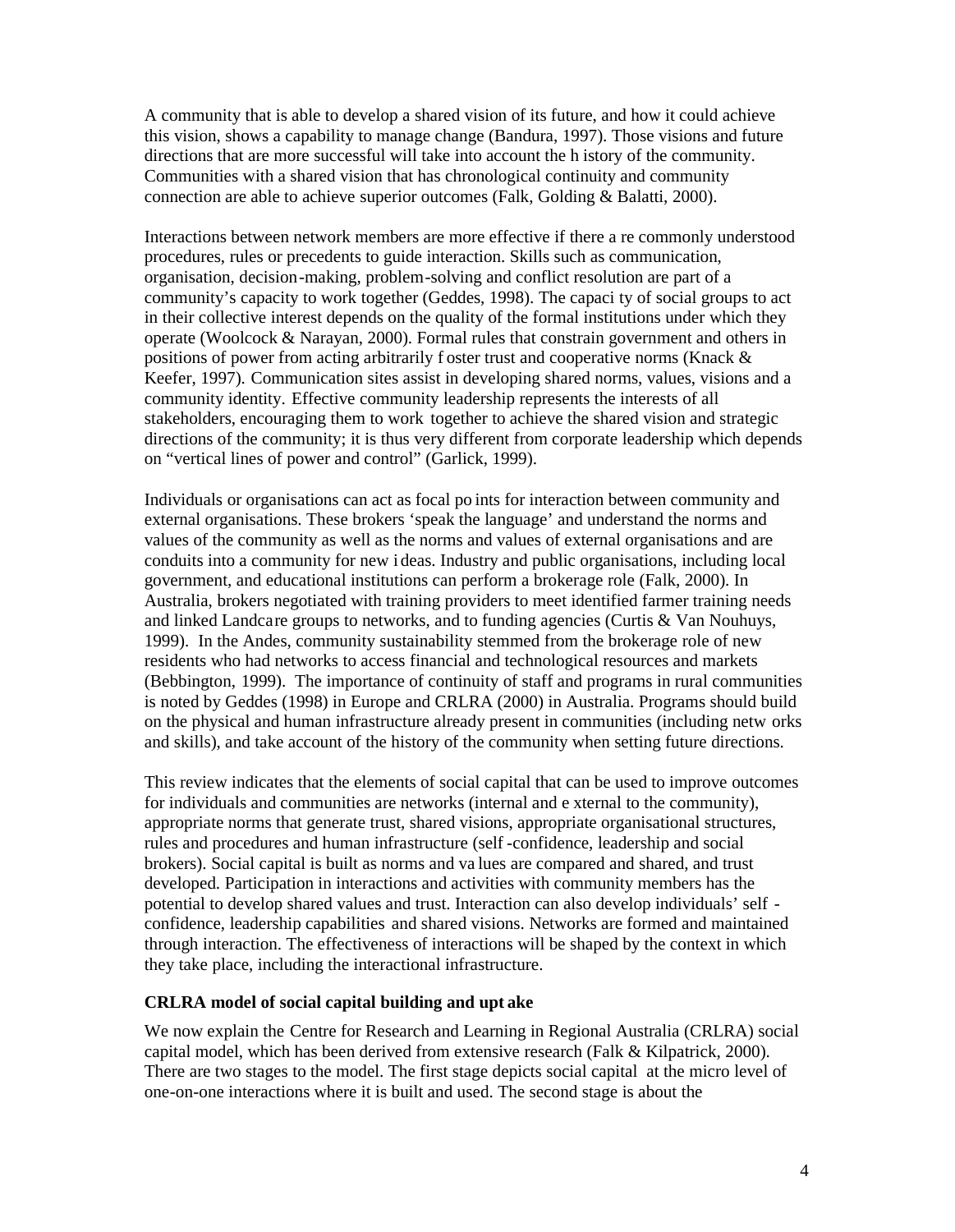A community that is able to develop a shared vision of its future, and how it could achieve this vision, shows a capability to manage change (Bandura, 1997). Those visions and future directions that are more successful will take into account the history of the community. Communities with a shared vision that has chronological continuity and community connection are able to achieve superior outcomes (Falk, Golding & Balatti, 2000).

Interactions between network members are more effective if there are commonly understood procedures, rules or precedents to guide interaction. Skills such as communication, organisation, decision-making, problem-solving and conflict resolution are part of a community's capacity to work together (Geddes, 1998). The capacity of social groups to act in their collective interest depends on the quality of the formal institutions under which they operate (Woolcock & Narayan, 2000). Formal rules that constrain government and others in positions of power from acting arbitrarily foster trust and cooperative norms (Knack & Keefer, 1997). Communication sites assist in developing shared norms, values, visions and a community identity. Effective community leadership represents the interests of all stakeholders, encouraging them to work together to achieve the shared vision and strategic directions of the community; it is thus very different from corporate leadership which depends on "vertical lines of power and control" (Garlick, 1999).

Individuals or organisations can act as focal points for interaction between community and external organisations. These brokers 'speak the language' and understand the norms and values of the community as well as the norms and values of external organisations and are conduits into a community for new ideas. Industry and public organisations, including local government, and educational institutions can perform a brokerage role (Falk, 2000). In Australia, brokers negotiated with training providers to meet identified farmer training needs and linked Landcare groups to networks, and to funding agencies (Curtis & Van Nouhuys, 1999). In the Andes, community sustainability stemmed from the brokerage role of new residents who had networks to access financial and technological resources and markets (Bebbington, 1999). The importance of continuity of staff and programs in rural communities is noted by Geddes (1998) in Europe and CRLRA (2000) in Australia. Programs should build on the physical and human infrastructure already present in communities (including networks and skills), and take account of the history of the community when setting future directions.

This review indicates that the elements of social capital that can be used to improve outcomes for individuals and communities are networks (internal and external to the community), appropriate norms that generate trust, shared visions, appropriate organisational structures, rules and procedures and human infrastructure (self-confidence, leadership and social brokers). Social capital is built as norms and values are compared and shared, and trust developed. Participation in interactions and activities with community members has the potential to develop shared values and trust. Interaction can also develop individuals' self-confidence, leadership capabilities and shared visions. Networks are formed and maintained through interaction. The effectiveness of interactions will be shaped by the context in which they take place, including the interactional infrastructure.

### CRLRA model of social capital building and uptake

We now explain the Centre for Research and Learning in Regional Australia (CRLRA) social capital model, which has been derived from extensive research (Falk & Kilpatrick, 2000). There are two stages to the model. The first stage depicts social capital at the micro level of one-on-one interactions where it is built and used. The second stage is about the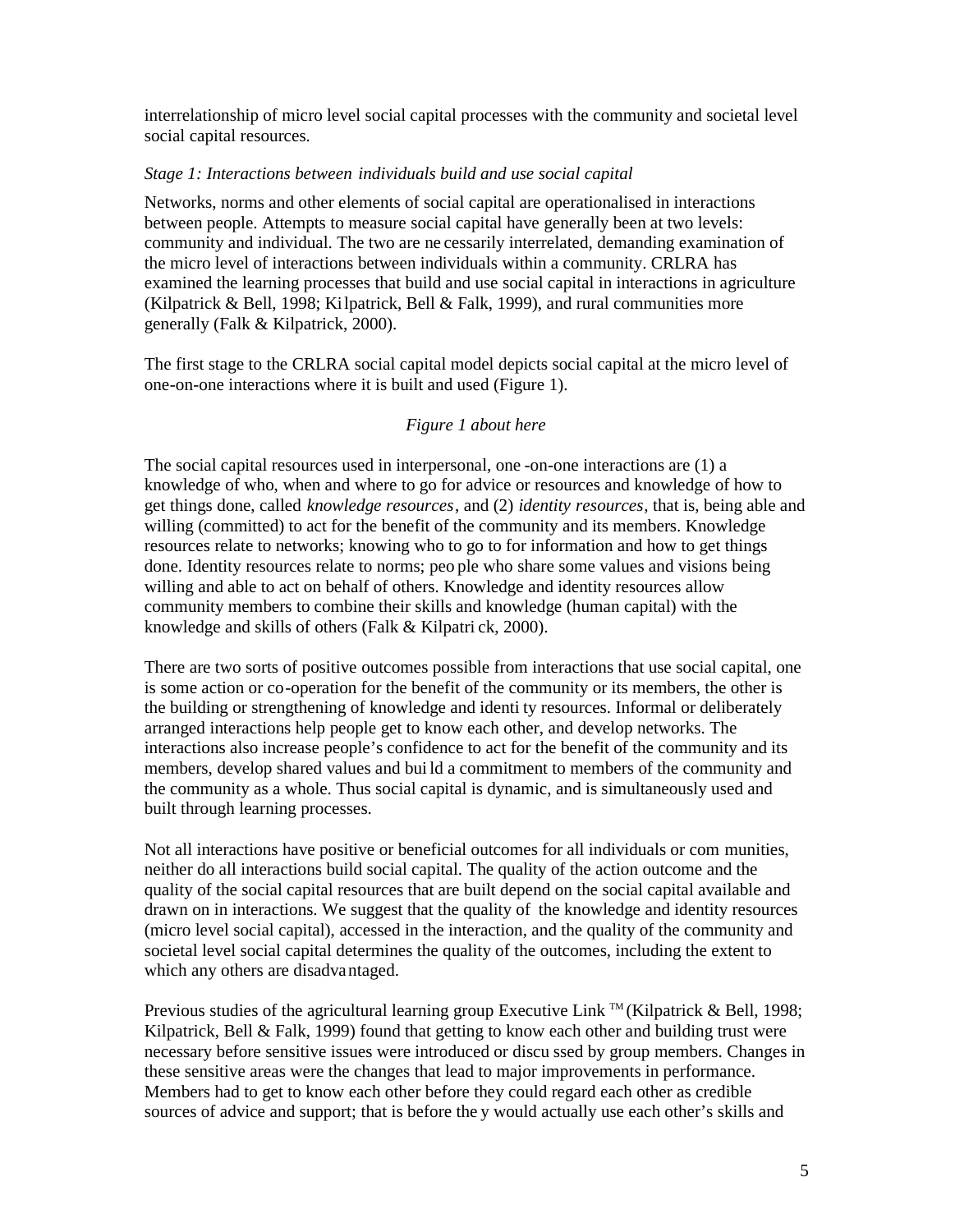interrelationship of micro level social capital processes with the community and societal level social capital resources.

*Stage 1: Interactions between individuals build and use social capital*

Networks, norms and other elements of social capital are operationalised in interactions between people. Attempts to measure social capital have generally been at two levels: community and individual. The two are necessarily interrelated, demanding examination of the micro level of interactions between individuals within a community. CRLRA has examined the learning processes that build and use social capital in interactions in agriculture (Kilpatrick & Bell, 1998; Kilpatrick, Bell & Falk, 1999), and rural communities more generally (Falk & Kilpatrick, 2000).

The first stage to the CRLRA social capital model depicts social capital at the micro level of one-on-one interactions where it is built and used (Figure 1).

*Figure 1 about here*

The social capital resources used in interpersonal, one-on-one interactions are (1) a knowledge of who, when and where to go for advice or resources and knowledge of how to get things done, called *knowledge resources*, and (2) *identity resources*, that is, being able and willing (committed) to act for the benefit of the community and its members. Knowledge resources relate to networks; knowing who to go to for information and how to get things done. Identity resources relate to norms; people who share some values and visions being willing and able to act on behalf of others. Knowledge and identity resources allow community members to combine their skills and knowledge (human capital) with the knowledge and skills of others (Falk & Kilpatrick, 2000).

There are two sorts of positive outcomes possible from interactions that use social capital, one is some action or co-operation for the benefit of the community or its members, the other is the building or strengthening of knowledge and identity resources. Informal or deliberately arranged interactions help people get to know each other, and develop networks. The interactions also increase people's confidence to act for the benefit of the community and its members, develop shared values and build a commitment to members of the community and the community as a whole. Thus social capital is dynamic, and is simultaneously used and built through learning processes.

Not all interactions have positive or beneficial outcomes for all individuals or communities, neither do all interactions build social capital. The quality of the action outcome and the quality of the social capital resources that are built depend on the social capital available and drawn on in interactions. We suggest that the quality of the knowledge and identity resources (micro level social capital), accessed in the interaction, and the quality of the community and societal level social capital determines the quality of the outcomes, including the extent to which any others are disadvantaged.

Previous studies of the agricultural learning group Executive Link ™ (Kilpatrick & Bell, 1998; Kilpatrick, Bell & Falk, 1999) found that getting to know each other and building trust were necessary before sensitive issues were introduced or discussed by group members. Changes in these sensitive areas were the changes that lead to major improvements in performance. Members had to get to know each other before they could regard each other as credible sources of advice and support; that is before they would actually use each other's skills and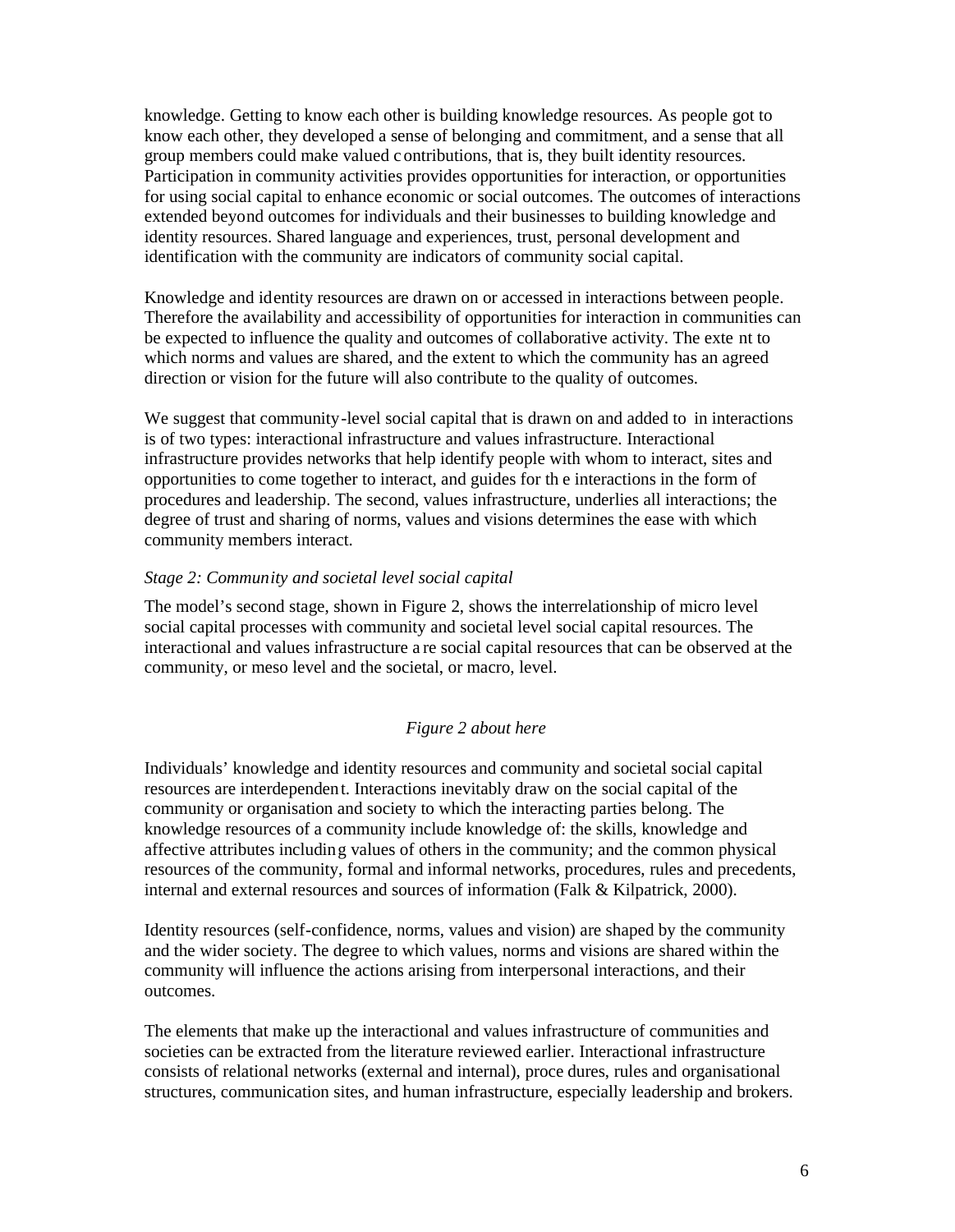knowledge. Getting to know each other is building knowledge resources. As people got to know each other, they developed a sense of belonging and commitment, and a sense that all group members could make valued contributions, that is, they built identity resources. Participation in community activities provides opportunities for interaction, or opportunities for using social capital to enhance economic or social outcomes. The outcomes of interactions extended beyond outcomes for individuals and their businesses to building knowledge and identity resources. Shared language and experiences, trust, personal development and identification with the community are indicators of community social capital.

Knowledge and identity resources are drawn on or accessed in interactions between people. Therefore the availability and accessibility of opportunities for interaction in communities can be expected to influence the quality and outcomes of collaborative activity. The extent to which norms and values are shared, and the extent to which the community has an agreed direction or vision for the future will also contribute to the quality of outcomes.

We suggest that community-level social capital that is drawn on and added to in interactions is of two types: interactional infrastructure and values infrastructure. Interactional infrastructure provides networks that help identify people with whom to interact, sites and opportunities to come together to interact, and guides for the interactions in the form of procedures and leadership. The second, values infrastructure, underlies all interactions; the degree of trust and sharing of norms, values and visions determines the ease with which community members interact.

*Stage 2: Community and societal level social capital*

The model's second stage, shown in Figure 2, shows the interrelationship of micro level social capital processes with community and societal level social capital resources. The interactional and values infrastructure are social capital resources that can be observed at the community, or meso level and the societal, or macro, level.

*Figure 2 about here*

Individuals' knowledge and identity resources and community and societal social capital resources are interdependent. Interactions inevitably draw on the social capital of the community or organisation and society to which the interacting parties belong. The knowledge resources of a community include knowledge of: the skills, knowledge and affective attributes including values of others in the community; and the common physical resources of the community, formal and informal networks, procedures, rules and precedents, internal and external resources and sources of information (Falk & Kilpatrick, 2000).

Identity resources (self-confidence, norms, values and vision) are shaped by the community and the wider society. The degree to which values, norms and visions are shared within the community will influence the actions arising from interpersonal interactions, and their outcomes.

The elements that make up the interactional and values infrastructure of communities and societies can be extracted from the literature reviewed earlier. Interactional infrastructure consists of relational networks (external and internal), procedures, rules and organisational structures, communication sites, and human infrastructure, especially leadership and brokers.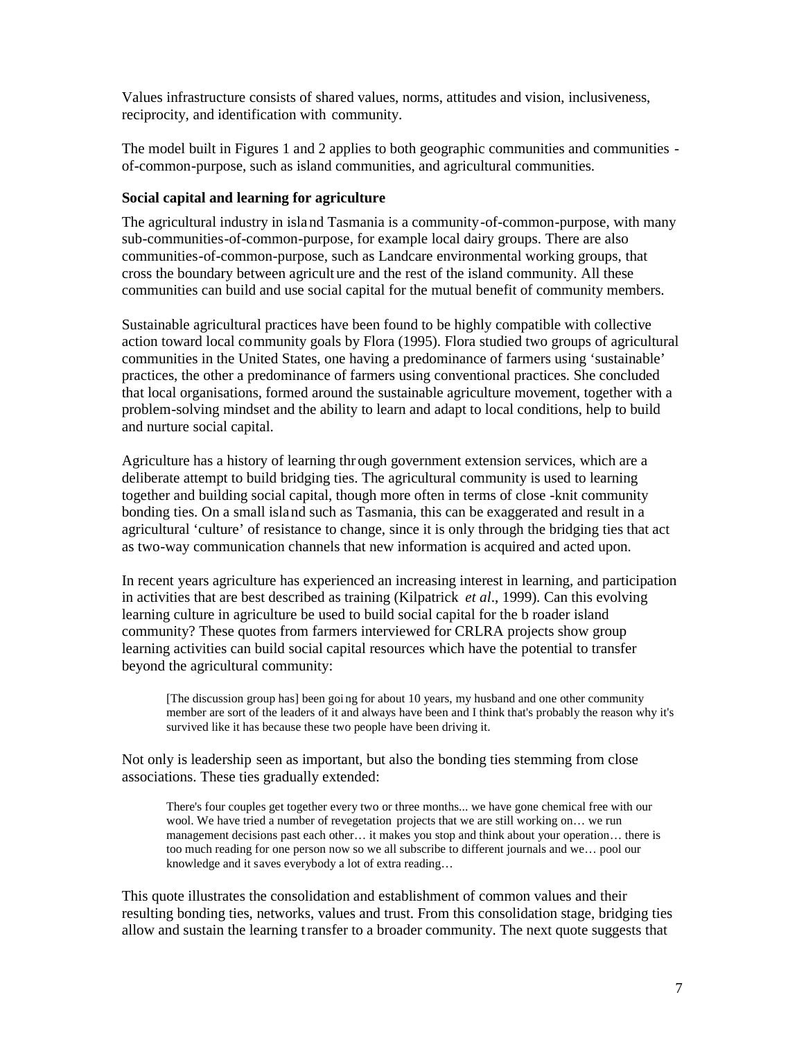Values infrastructure consists of shared values, norms, attitudes and vision, inclusiveness, reciprocity, and identification with community.

The model built in Figures 1 and 2 applies to both geographic communities and communities-of-common-purpose, such as island communities, and agricultural communities.

### Social capital and learning for agriculture

The agricultural industry in island Tasmania is a community-of-common-purpose, with many sub-communities-of-common-purpose, for example local dairy groups. There are also communities-of-common-purpose, such as Landcare environmental working groups, that cross the boundary between agriculture and the rest of the island community. All these communities can build and use social capital for the mutual benefit of community members.

Sustainable agricultural practices have been found to be highly compatible with collective action toward local community goals by Flora (1995). Flora studied two groups of agricultural communities in the United States, one having a predominance of farmers using 'sustainable' practices, the other a predominance of farmers using conventional practices. She concluded that local organisations, formed around the sustainable agriculture movement, together with a problem-solving mindset and the ability to learn and adapt to local conditions, help to build and nurture social capital.

Agriculture has a history of learning through government extension services, which are a deliberate attempt to build bridging ties. The agricultural community is used to learning together and building social capital, though more often in terms of close-knit community bonding ties. On a small island such as Tasmania, this can be exaggerated and result in a agricultural 'culture' of resistance to change, since it is only through the bridging ties that act as two-way communication channels that new information is acquired and acted upon.

In recent years agriculture has experienced an increasing interest in learning, and participation in activities that are best described as training (Kilpatrick *et al*., 1999). Can this evolving learning culture in agriculture be used to build social capital for the broader island community? These quotes from farmers interviewed for CRLRA projects show group learning activities can build social capital resources which have the potential to transfer beyond the agricultural community:

> [The discussion group has] been going for about 10 years, my husband and one other community member are sort of the leaders of it and always have been and I think that's probably the reason why it's survived like it has because these two people have been driving it.

Not only is leadership seen as important, but also the bonding ties stemming from close associations. These ties gradually extended:

> There's four couples get together every two or three months... we have gone chemical free with our wool. We have tried a number of revegetation projects that we are still working on… we run management decisions past each other… it makes you stop and think about your operation… there is too much reading for one person now so we all subscribe to different journals and we… pool our knowledge and it saves everybody a lot of extra reading…

This quote illustrates the consolidation and establishment of common values and their resulting bonding ties, networks, values and trust. From this consolidation stage, bridging ties allow and sustain the learning transfer to a broader community. The next quote suggests that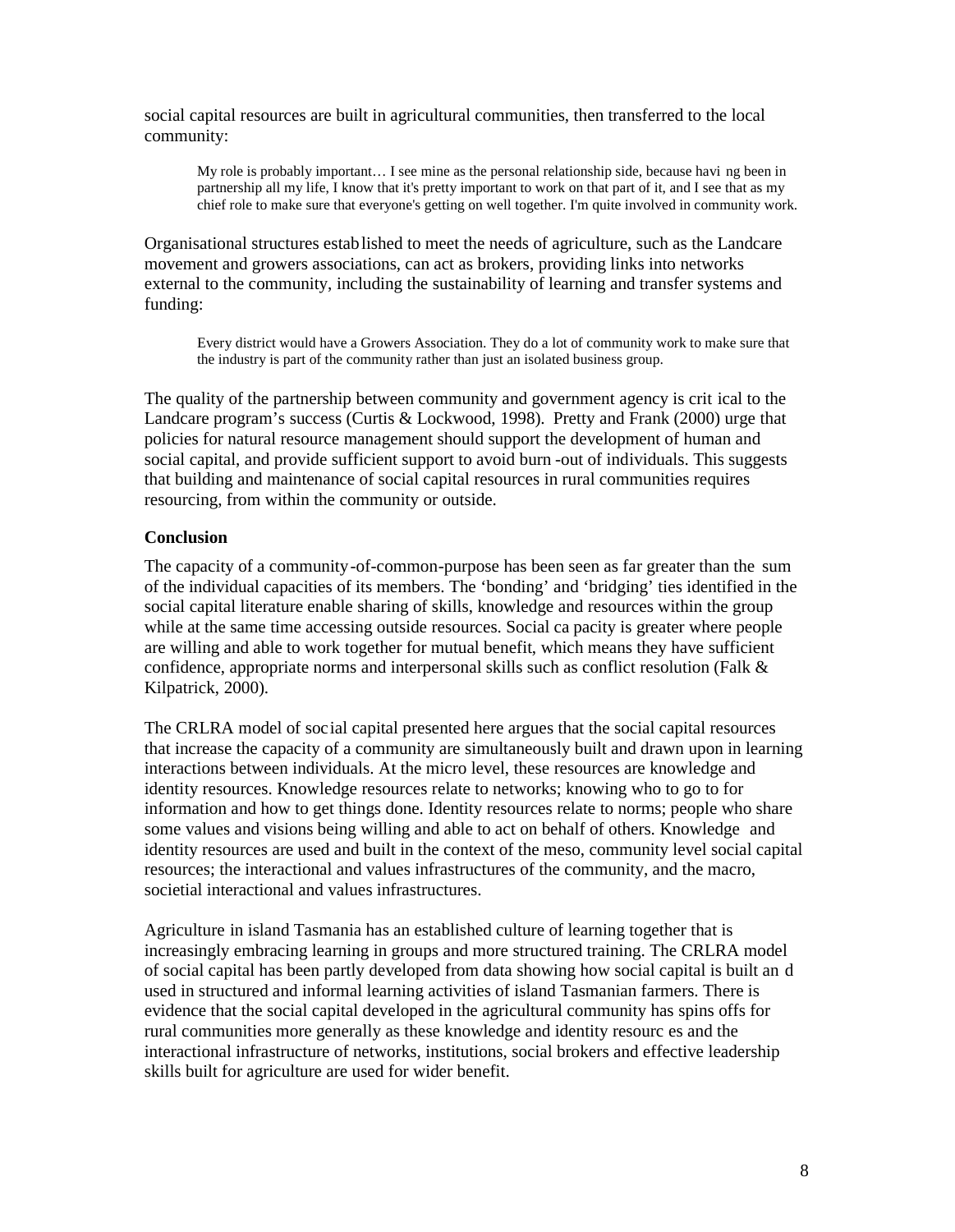social capital resources are built in agricultural communities, then transferred to the local community:

> My role is probably important… I see mine as the personal relationship side, because having been in partnership all my life, I know that it's pretty important to work on that part of it, and I see that as my chief role to make sure that everyone's getting on well together. I'm quite involved in community work.

Organisational structures established to meet the needs of agriculture, such as the Landcare movement and growers associations, can act as brokers, providing links into networks external to the community, including the sustainability of learning and transfer systems and funding:

> Every district would have a Growers Association. They do a lot of community work to make sure that the industry is part of the community rather than just an isolated business group.

The quality of the partnership between community and government agency is critical to the Landcare program's success (Curtis & Lockwood, 1998). Pretty and Frank (2000) urge that policies for natural resource management should support the development of human and social capital, and provide sufficient support to avoid burn-out of individuals. This suggests that building and maintenance of social capital resources in rural communities requires resourcing, from within the community or outside.

**Conclusion**

The capacity of a community-of-common-purpose has been seen as far greater than the sum of the individual capacities of its members. The 'bonding' and 'bridging' ties identified in the social capital literature enable sharing of skills, knowledge and resources within the group while at the same time accessing outside resources. Social capacity is greater where people are willing and able to work together for mutual benefit, which means they have sufficient confidence, appropriate norms and interpersonal skills such as conflict resolution (Falk & Kilpatrick, 2000).

The CRLRA model of social capital presented here argues that the social capital resources that increase the capacity of a community are simultaneously built and drawn upon in learning interactions between individuals. At the micro level, these resources are knowledge and identity resources. Knowledge resources relate to networks; knowing who to go to for information and how to get things done. Identity resources relate to norms; people who share some values and visions being willing and able to act on behalf of others. Knowledge and identity resources are used and built in the context of the meso, community level social capital resources; the interactional and values infrastructures of the community, and the macro, societial interactional and values infrastructures.

Agriculture in island Tasmania has an established culture of learning together that is increasingly embracing learning in groups and more structured training. The CRLRA model of social capital has been partly developed from data showing how social capital is built and used in structured and informal learning activities of island Tasmanian farmers. There is evidence that the social capital developed in the agricultural community has spins offs for rural communities more generally as these knowledge and identity resources and the interactional infrastructure of networks, institutions, social brokers and effective leadership skills built for agriculture are used for wider benefit.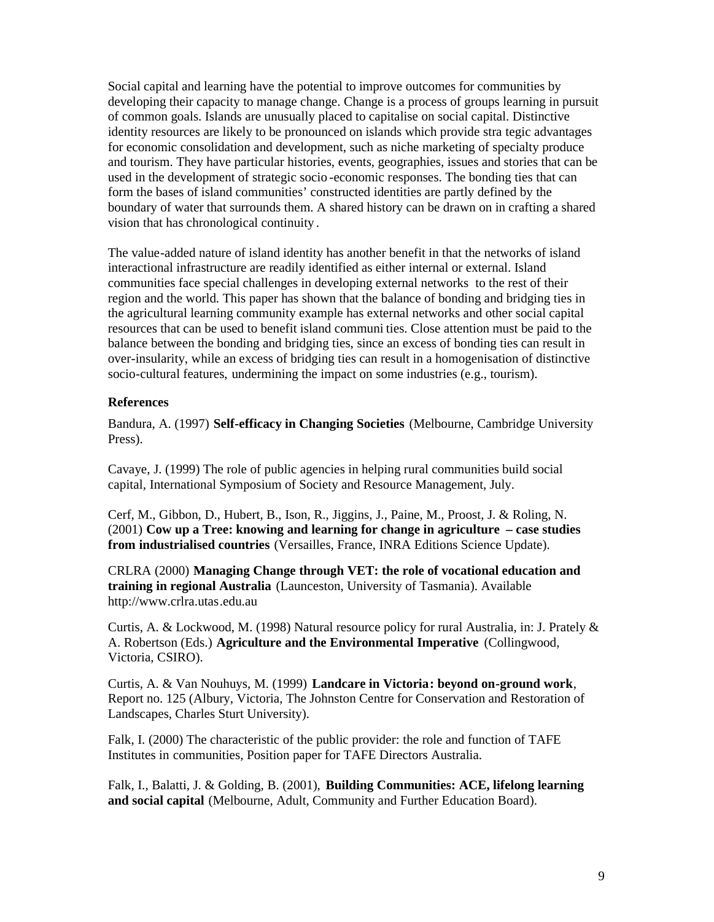Social capital and learning have the potential to improve outcomes for communities by developing their capacity to manage change. Change is a process of groups learning in pursuit of common goals. Islands are unusually placed to capitalise on social capital. Distinctive identity resources are likely to be pronounced on islands which provide strategic advantages for economic consolidation and development, such as niche marketing of specialty produce and tourism. They have particular histories, events, geographies, issues and stories that can be used in the development of strategic socio-economic responses. The bonding ties that can form the bases of island communities' constructed identities are partly defined by the boundary of water that surrounds them. A shared history can be drawn on in crafting a shared vision that has chronological continuity.

The value-added nature of island identity has another benefit in that the networks of island interactional infrastructure are readily identified as either internal or external. Island communities face special challenges in developing external networks to the rest of their region and the world. This paper has shown that the balance of bonding and bridging ties in the agricultural learning community example has external networks and other social capital resources that can be used to benefit island communities. Close attention must be paid to the balance between the bonding and bridging ties, since an excess of bonding ties can result in over-insularity, while an excess of bridging ties can result in a homogenisation of distinctive socio-cultural features, undermining the impact on some industries (e.g., tourism).

### References

Bandura, A. (1997) **Self-efficacy in Changing Societies** (Melbourne, Cambridge University Press).

Cavaye, J. (1999) The role of public agencies in helping rural communities build social capital, International Symposium of Society and Resource Management, July.

Cerf, M., Gibbon, D., Hubert, B., Ison, R., Jiggins, J., Paine, M., Proost, J. & Roling, N. (2001) **Cow up a Tree: knowing and learning for change in agriculture – case studies from industrialised countries** (Versailles, France, INRA Editions Science Update).

CRLRA (2000) **Managing Change through VET: the role of vocational education and training in regional Australia** (Launceston, University of Tasmania). Available http://www.crlra.utas.edu.au

Curtis, A. & Lockwood, M. (1998) Natural resource policy for rural Australia, in: J. Prately & A. Robertson (Eds.) **Agriculture and the Environmental Imperative** (Collingwood, Victoria, CSIRO).

Curtis, A. & Van Nouhuys, M. (1999) **Landcare in Victoria: beyond on-ground work**, Report no. 125 (Albury, Victoria, The Johnston Centre for Conservation and Restoration of Landscapes, Charles Sturt University).

Falk, I. (2000) The characteristic of the public provider: the role and function of TAFE Institutes in communities, Position paper for TAFE Directors Australia.

Falk, I., Balatti, J. & Golding, B. (2001), **Building Communities: ACE, lifelong learning and social capital** (Melbourne, Adult, Community and Further Education Board).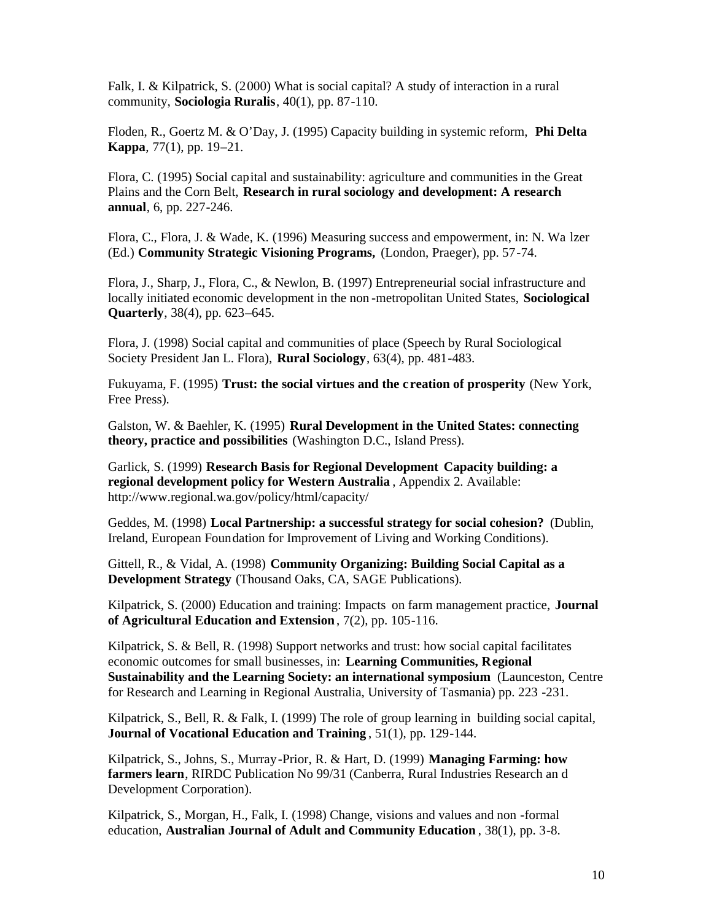Falk, I. & Kilpatrick, S. (2000) What is social capital? A study of interaction in a rural community, **Sociologia Ruralis**, 40(1), pp. 87-110.

Floden, R., Goertz M. & O'Day, J. (1995) Capacity building in systemic reform, **Phi Delta Kappa**, 77(1), pp. 19–21.

Flora, C. (1995) Social capital and sustainability: agriculture and communities in the Great Plains and the Corn Belt, **Research in rural sociology and development: A research annual**, 6, pp. 227-246.

Flora, C., Flora, J. & Wade, K. (1996) Measuring success and empowerment, in: N. Walzer (Ed.) **Community Strategic Visioning Programs,** (London, Praeger), pp. 57-74.

Flora, J., Sharp, J., Flora, C., & Newlon, B. (1997) Entrepreneurial social infrastructure and locally initiated economic development in the non-metropolitan United States, **Sociological Quarterly**, 38(4), pp. 623–645.

Flora, J. (1998) Social capital and communities of place (Speech by Rural Sociological Society President Jan L. Flora), **Rural Sociology**, 63(4), pp. 481-483.

Fukuyama, F. (1995) **Trust: the social virtues and the creation of prosperity** (New York, Free Press).

Galston, W. & Baehler, K. (1995) **Rural Development in the United States: connecting theory, practice and possibilities** (Washington D.C., Island Press).

Garlick, S. (1999) **Research Basis for Regional Development Capacity building: a regional development policy for Western Australia**, Appendix 2. Available: http://www.regional.wa.gov/policy/html/capacity/

Geddes, M. (1998) **Local Partnership: a successful strategy for social cohesion?** (Dublin, Ireland, European Foundation for Improvement of Living and Working Conditions).

Gittell, R., & Vidal, A. (1998) **Community Organizing: Building Social Capital as a Development Strategy** (Thousand Oaks, CA, SAGE Publications).

Kilpatrick, S. (2000) Education and training: Impacts on farm management practice, **Journal of Agricultural Education and Extension**, 7(2), pp. 105-116.

Kilpatrick, S. & Bell, R. (1998) Support networks and trust: how social capital facilitates economic outcomes for small businesses, in: **Learning Communities, Regional Sustainability and the Learning Society: an international symposium** (Launceston, Centre for Research and Learning in Regional Australia, University of Tasmania) pp. 223-231.

Kilpatrick, S., Bell, R. & Falk, I. (1999) The role of group learning in building social capital, **Journal of Vocational Education and Training**, 51(1), pp. 129-144.

Kilpatrick, S., Johns, S., Murray-Prior, R. & Hart, D. (1999) **Managing Farming: how farmers learn**, RIRDC Publication No 99/31 (Canberra, Rural Industries Research and Development Corporation).

Kilpatrick, S., Morgan, H., Falk, I. (1998) Change, visions and values and non-formal education, **Australian Journal of Adult and Community Education**, 38(1), pp. 3-8.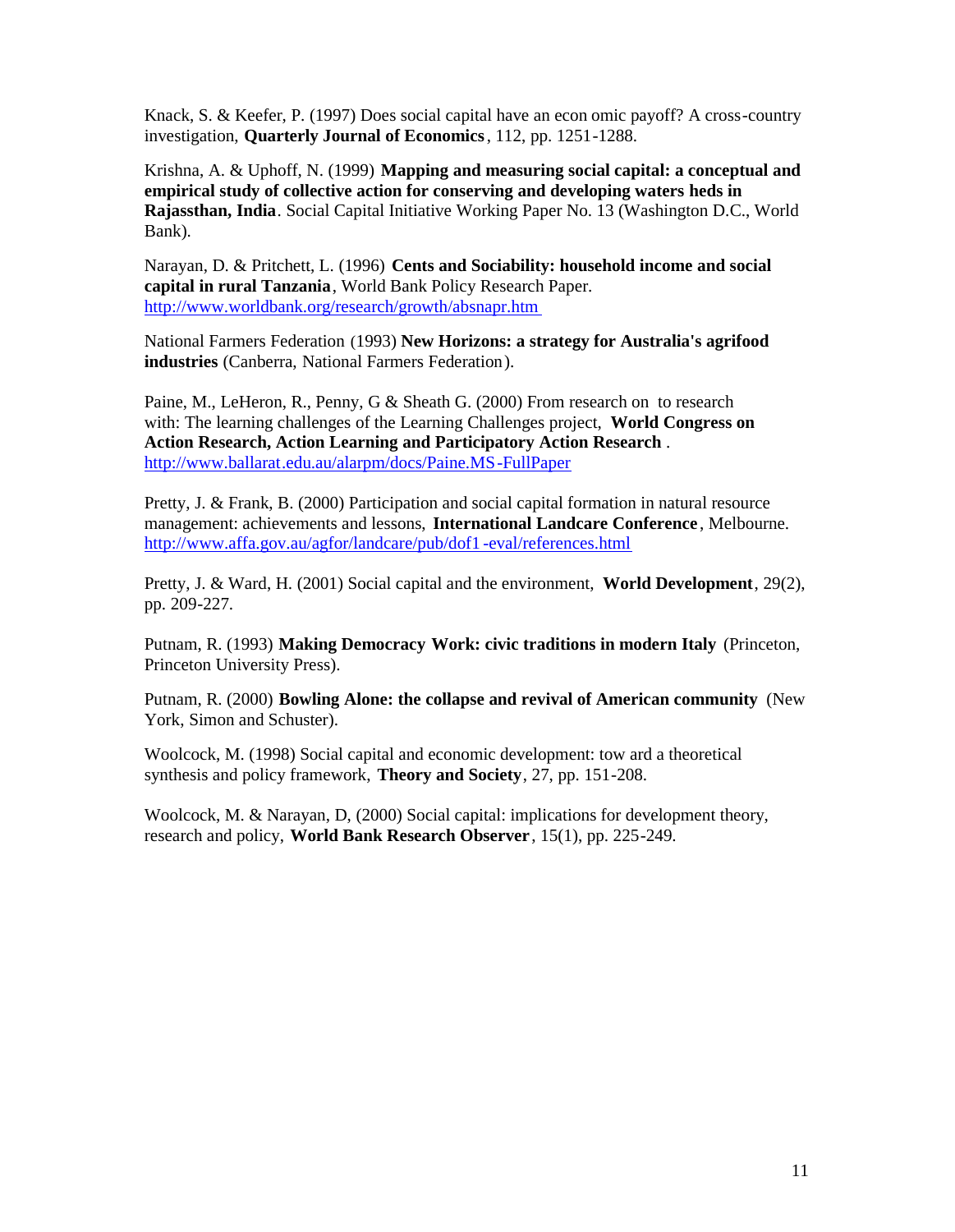Knack, S. & Keefer, P. (1997) Does social capital have an econ omic payoff? A cross-country investigation, **Quarterly Journal of Economics**, 112, pp. 1251-1288.

Krishna, A. & Uphoff, N. (1999) **Mapping and measuring social capital: a conceptual and empirical study of collective action for conserving and developing waters heds in Rajassthan, India**. Social Capital Initiative Working Paper No. 13 (Washington D.C., World Bank).

Narayan, D. & Pritchett, L. (1996) **Cents and Sociability: household income and social capital in rural Tanzania**, World Bank Policy Research Paper. http://www.worldbank.org/research/growth/absnapr.htm

National Farmers Federation (1993) **New Horizons: a strategy for Australia's agrifood industries** (Canberra, National Farmers Federation).

Paine, M., LeHeron, R., Penny, G & Sheath G. (2000) From research on to research with: The learning challenges of the Learning Challenges project, **World Congress on Action Research, Action Learning and Participatory Action Research**. http://www.ballarat.edu.au/alarpm/docs/Paine.MS-FullPaper

Pretty, J. & Frank, B. (2000) Participation and social capital formation in natural resource management: achievements and lessons, **International Landcare Conference**, Melbourne. http://www.affa.gov.au/agfor/landcare/pub/dof1-eval/references.html

Pretty, J. & Ward, H. (2001) Social capital and the environment, **World Development**, 29(2), pp. 209-227.

Putnam, R. (1993) **Making Democracy Work: civic traditions in modern Italy** (Princeton, Princeton University Press).

Putnam, R. (2000) **Bowling Alone: the collapse and revival of American community** (New York, Simon and Schuster).

Woolcock, M. (1998) Social capital and economic development: tow ard a theoretical synthesis and policy framework, **Theory and Society**, 27, pp. 151-208.

Woolcock, M. & Narayan, D, (2000) Social capital: implications for development theory, research and policy, **World Bank Research Observer**, 15(1), pp. 225-249.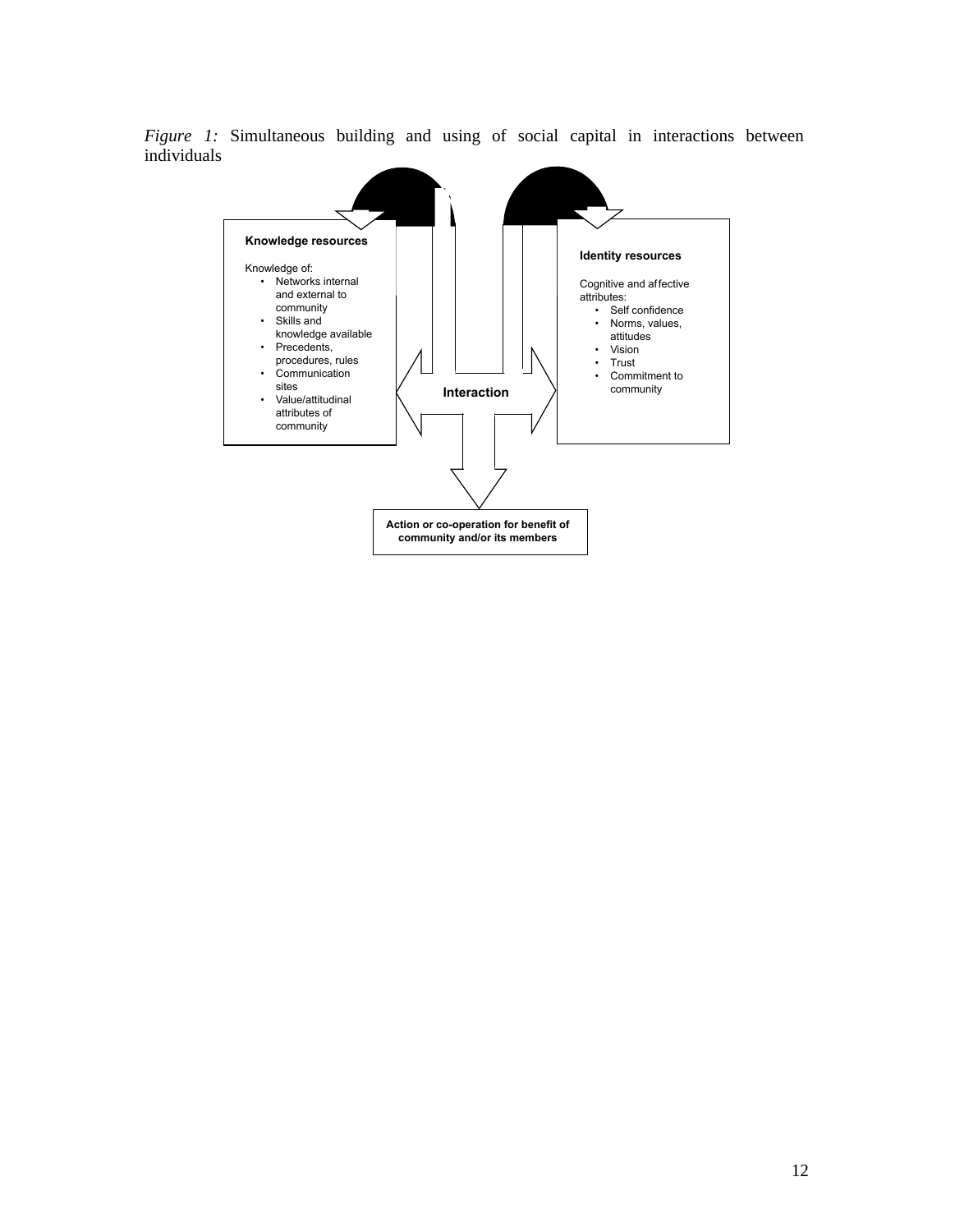*Figure 1:* Simultaneous building and using of social capital in interactions between individuals

**Knowledge resources**

Knowledge of:

- Networks internal and external to community
- Skills and knowledge available
- Precedents, procedures, rules
- Communication sites
- Value/attitudinal attributes of community

**Identity resources**

Cognitive and affective attributes:

- Self confidence
- Norms, values, attitudes
- Vision
- Trust
- Commitment to community

**Interaction**

**Action or co-operation for benefit of community and/or its members**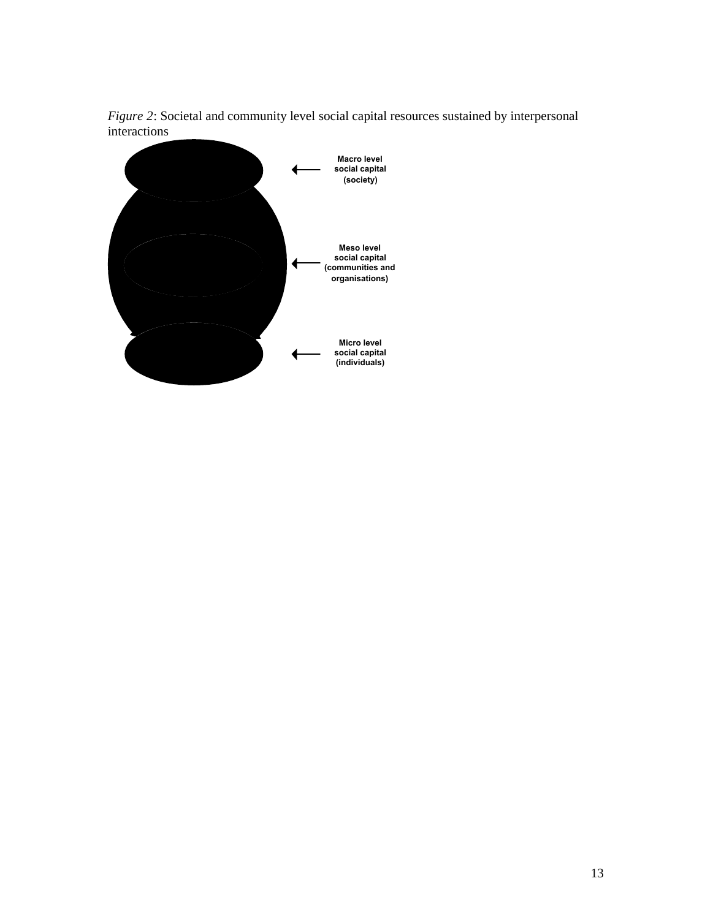*Figure 2*: Societal and community level social capital resources sustained by interpersonal interactions

Macro level social capital (society)

Meso level social capital (communities and organisations)

Micro level social capital (individuals)